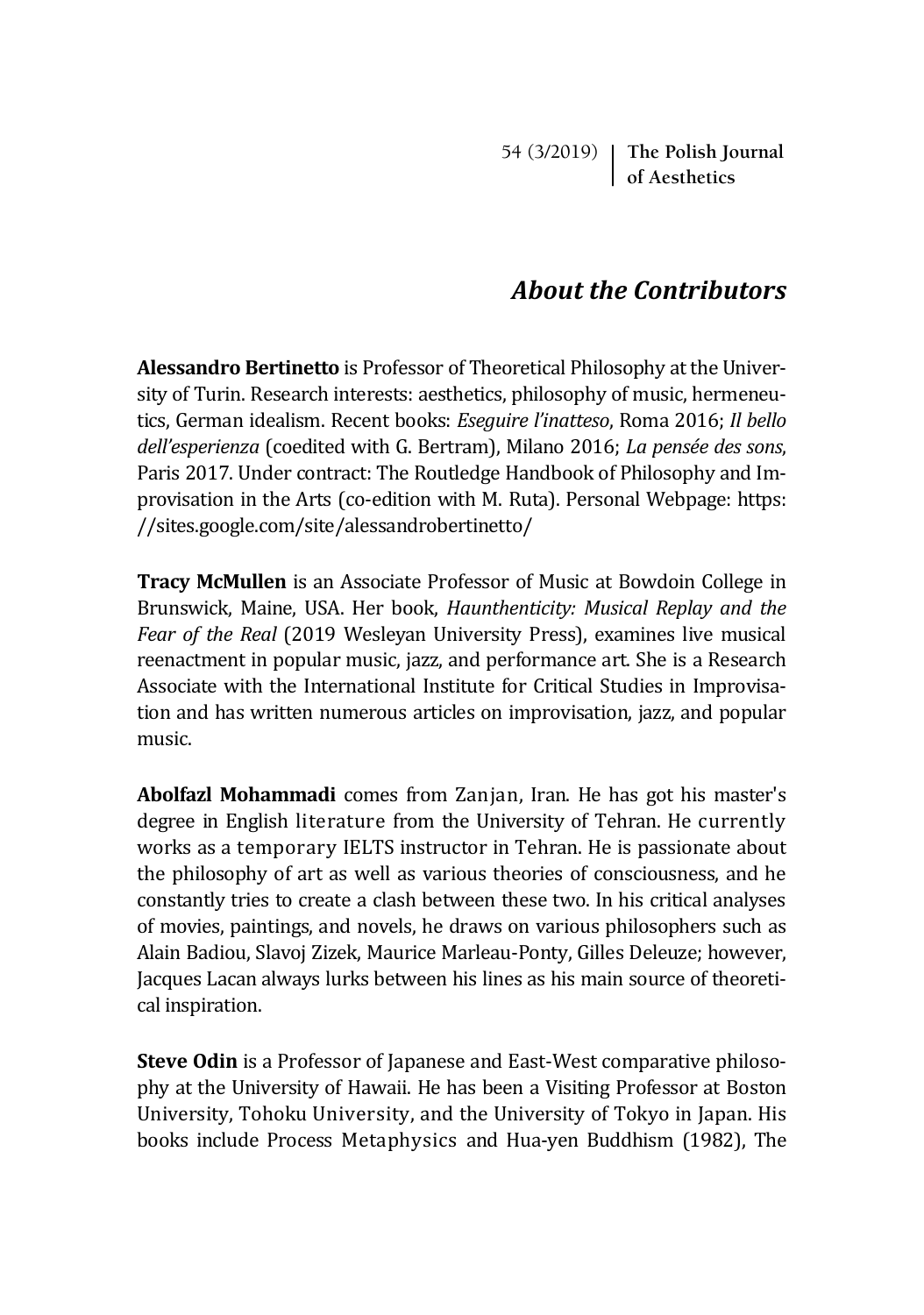## *About the Contributors*

**Alessandro Bertinetto** is Professor of Theoretical Philosophy at the University of Turin. Research interests: aesthetics, philosophy of music, hermeneutics, German idealism. Recent books: *Eseguire l'inatteso*, Roma 2016; *Il bello dell'esperienza* (coedited with G. Bertram), Milano 2016; *La pensée des sons*, Paris 2017. Under contract: The Routledge Handbook of Philosophy and Improvisation in the Arts (co-edition with M. Ruta). Personal Webpage: https://sites.google.com/site/alessandrobertinetto/

**Tracy McMullen** is an Associate Professor of Music at Bowdoin College in Brunswick, Maine, USA. Her book, *Haunthenticity: Musical Replay and the Fear of the Real* (2019 Wesleyan University Press), examines live musical reenactment in popular music, jazz, and performance art. She is a Research Associate with the International Institute for Critical Studies in Improvisation and has written numerous articles on improvisation, jazz, and popular music.

**Abolfazl Mohammadi** comes from Zanjan, Iran. He has got his master's degree in English literature from the University of Tehran. He currently works as a temporary IELTS instructor in Tehran. He is passionate about the philosophy of art as well as various theories of consciousness, and he constantly tries to create a clash between these two. In his critical analyses of movies, paintings, and novels, he draws on various philosophers such as Alain Badiou, Slavoj Zizek, Maurice Marleau-Ponty, Gilles Deleuze; however, Jacques Lacan always lurks between his lines as his main source of theoretical inspiration.

**Steve Odin** is a Professor of Japanese and East-West comparative philosophy at the University of Hawaii. He has been a Visiting Professor at Boston University, Tohoku University, and the University of Tokyo in Japan. His books include Process Metaphysics and Hua-yen Buddhism (1982), The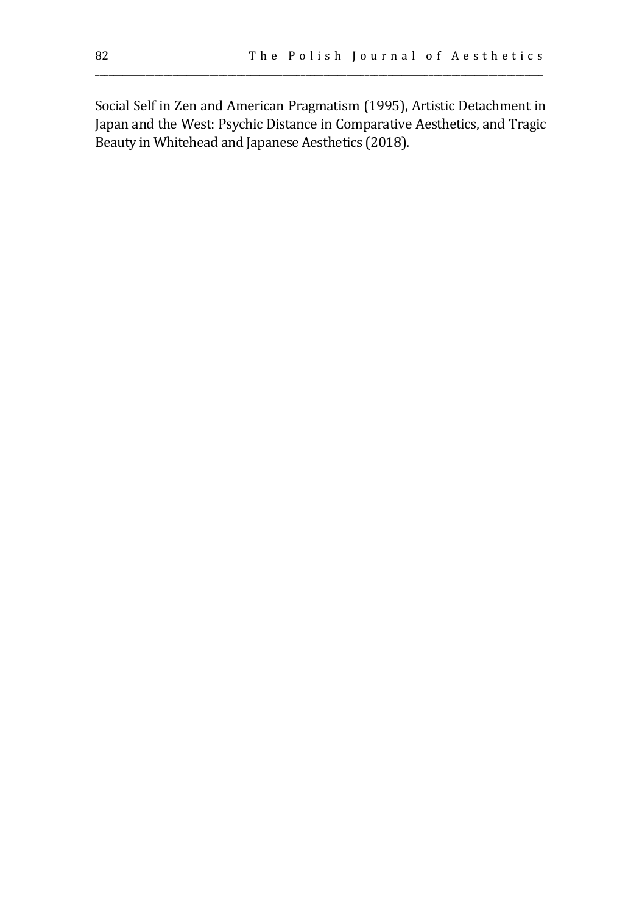Social Self in Zen and American Pragmatism (1995), Artistic Detachment in Japan and the West: Psychic Distance in Comparative Aesthetics, and Tragic Beauty in Whitehead and Japanese Aesthetics (2018).